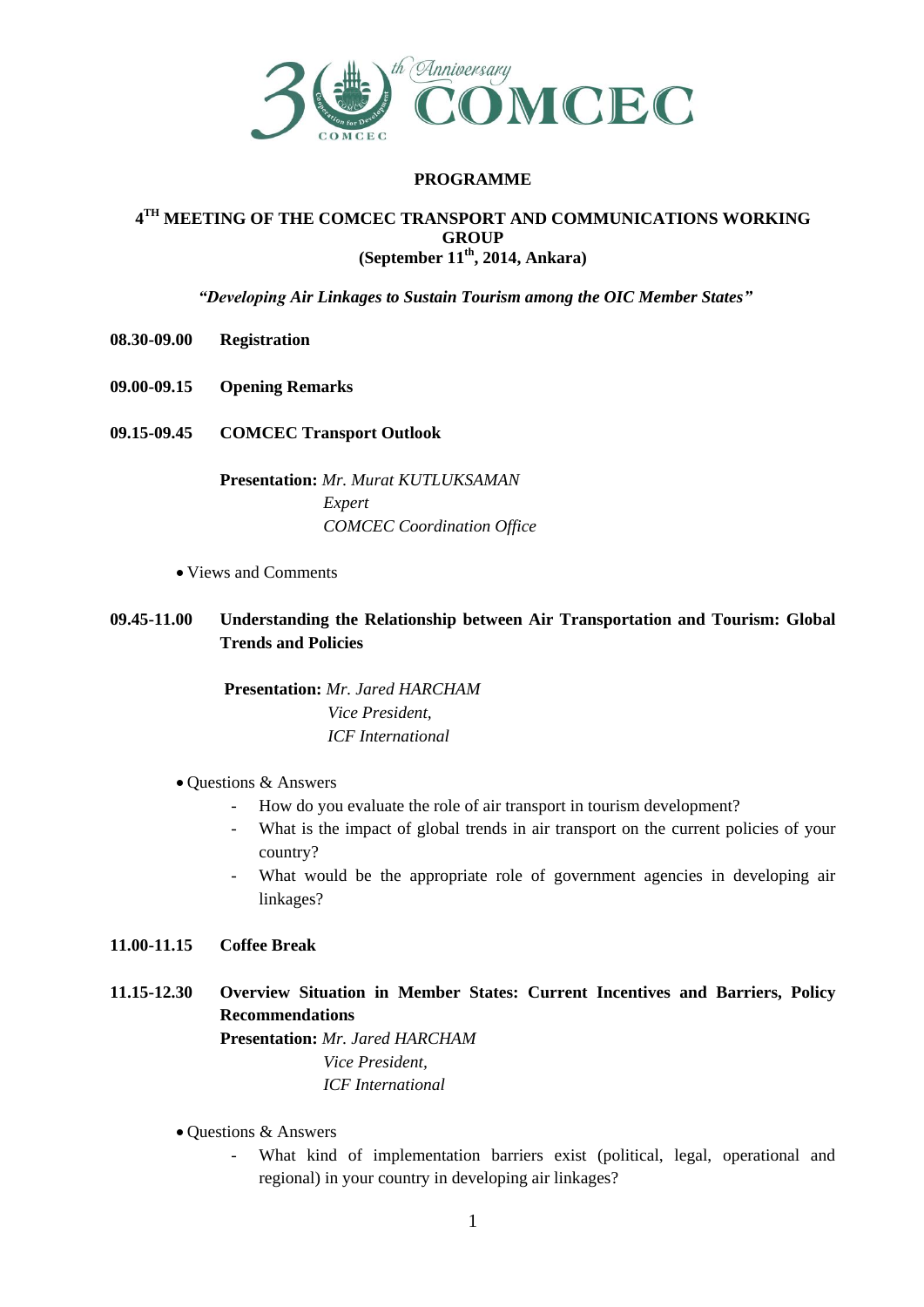# PROGRAMME

## 4TH MEETING OF THE COMCEC TRANSPORT AND COMMUNICATIONS WORKING GROUP
## (September 11th, 2014, Ankara)

***"Developing Air Linkages to Sustain Tourism among the OIC Member States"***

**08.30-09.00** **Registration**

**09.00-09.15** **Opening Remarks**

**09.15-09.45** **COMCEC Transport Outlook**

**Presentation:** *Mr. Murat KUTLUKSAMAN*
*Expert*
*COMCEC Coordination Office*

- Views and Comments

**09.45-11.00** **Understanding the Relationship between Air Transportation and Tourism: Global Trends and Policies**

**Presentation:** *Mr. Jared HARCHAM*
*Vice President,*
*ICF International*

- Questions & Answers
  - How do you evaluate the role of air transport in tourism development?
  - What is the impact of global trends in air transport on the current policies of your country?
  - What would be the appropriate role of government agencies in developing air linkages?

**11.00-11.15** **Coffee Break**

**11.15-12.30** **Overview Situation in Member States: Current Incentives and Barriers, Policy Recommendations**

**Presentation:** *Mr. Jared HARCHAM*
*Vice President,*
*ICF International*

- Questions & Answers
  - What kind of implementation barriers exist (political, legal, operational and regional) in your country in developing air linkages?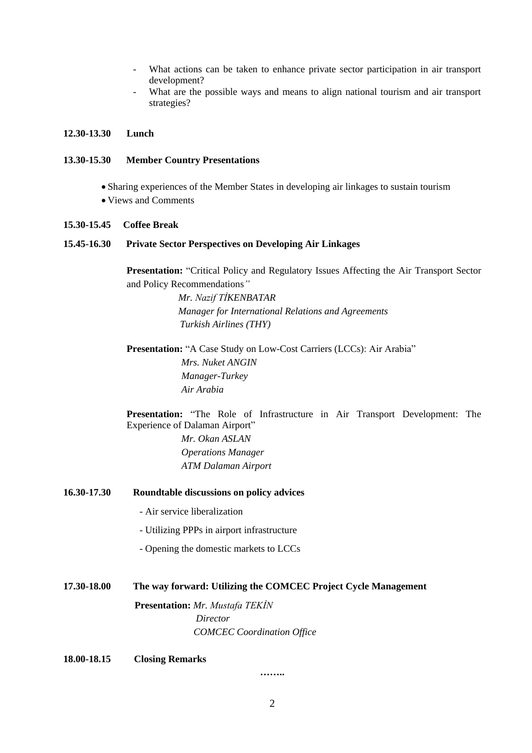- What actions can be taken to enhance private sector participation in air transport development?
- What are the possible ways and means to align national tourism and air transport strategies?

**12.30-13.30 Lunch**

**13.30-15.30 Member Country Presentations**

- Sharing experiences of the Member States in developing air linkages to sustain tourism
- Views and Comments

**15.30-15.45 Coffee Break**

**15.45-16.30 Private Sector Perspectives on Developing Air Linkages**

**Presentation:** "Critical Policy and Regulatory Issues Affecting the Air Transport Sector and Policy Recommendations*"*

*Mr. Nazif TİKENBATAR*
*Manager for International Relations and Agreements*
*Turkish Airlines (THY)*

**Presentation:** "A Case Study on Low-Cost Carriers (LCCs): Air Arabia"

*Mrs. Nuket ANGIN*
*Manager-Turkey*
*Air Arabia*

**Presentation:** "The Role of Infrastructure in Air Transport Development: The Experience of Dalaman Airport"

*Mr. Okan ASLAN*
*Operations Manager*
*ATM Dalaman Airport*

**16.30-17.30 Roundtable discussions on policy advices**

- Air service liberalization
- Utilizing PPPs in airport infrastructure
- Opening the domestic markets to LCCs

**17.30-18.00 The way forward: Utilizing the COMCEC Project Cycle Management**

**Presentation:** *Mr. Mustafa TEKİN*
*Director*
*COMCEC Coordination Office*

**18.00-18.15 Closing Remarks**

**……..**